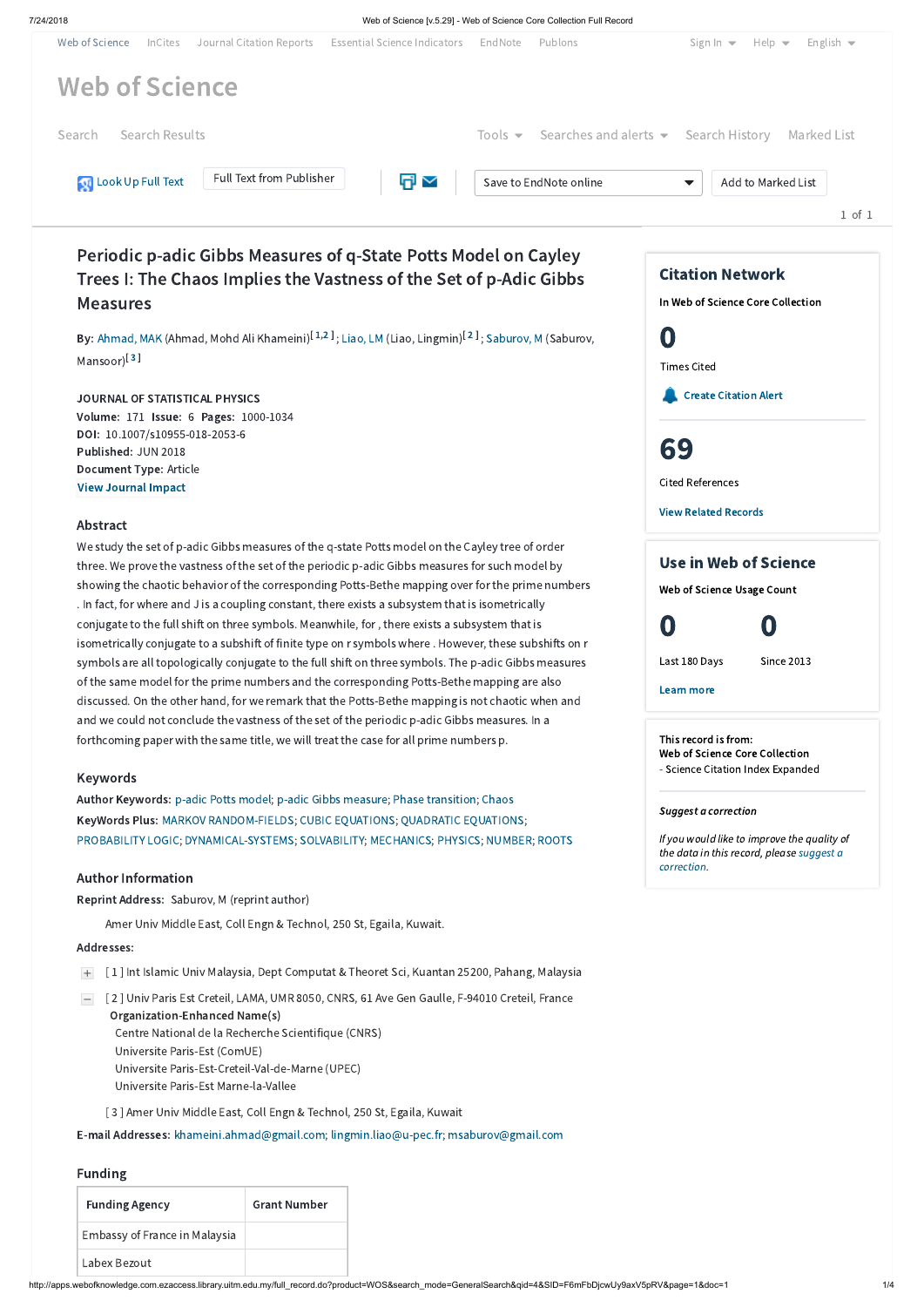# Periodic p-adic Gibbs Measures of q-State Potts Model on Cayley Trees I: The Chaos Implies the Vastness of the Set of p-Adic Gibbs Measures

**By:** Ahmad, MAK (Ahmad, Mohd Ali Khameini)[1,2]; Liao, LM (Liao, Lingmin)[2]; Saburov, M (Saburov, Mansoor)[3]

JOURNAL OF STATISTICAL PHYSICS
**Volume:** 171 **Issue:** 6 **Pages:** 1000-1034
**DOI:** 10.1007/s10955-018-2053-6
**Published:** JUN 2018
**Document Type:** Article
View Journal Impact

## Abstract

We study the set of p-adic Gibbs measures of the q-state Potts model on the Cayley tree of order three. We prove the vastness of the periodic p-adic Gibbs measures for such model by showing the chaotic behavior of the corresponding Potts-Bethe mapping over for the prime numbers . In fact, for where and J is a coupling constant, there exists a subsystem that is isometrically conjugate to the full shift on three symbols. Meanwhile, for , there exists a subsystem that is isometrically conjugate to a subshift of finite type on r symbols where . However, these subshifts on r symbols are all topologically conjugate to the full shift on three symbols. The p-adic Gibbs measures of the same model for the prime numbers and the corresponding Potts-Bethe mapping are also discussed. On the other hand, for we remark that the Potts-Bethe mapping is not chaotic when and and we could not conclude the vastness of the set of the periodic p-adic Gibbs measures. In a forthcoming paper with the same title, we will treat the case for all prime numbers p.

## Keywords

**Author Keywords:** p-adic Potts model; p-adic Gibbs measure; Phase transition; Chaos
**KeyWords Plus:** MARKOV RANDOM-FIELDS; CUBIC EQUATIONS; QUADRATIC EQUATIONS; PROBABILITY LOGIC; DYNAMICAL-SYSTEMS; SOLVABILITY; MECHANICS; PHYSICS; NUMBER; ROOTS

## Author Information

**Reprint Address:** Saburov, M (reprint author)

Amer Univ Middle East, Coll Engn & Technol, 250 St, Egaila, Kuwait.

**Addresses:**

[ 1 ] Int Islamic Univ Malaysia, Dept Computat & Theoret Sci, Kuantan 25200, Pahang, Malaysia

[ 2 ] Univ Paris Est Creteil, LAMA, UMR 8050, CNRS, 61 Ave Gen Gaulle, F-94010 Creteil, France
**Organization-Enhanced Name(s)**
Centre National de la Recherche Scientifique (CNRS)
Universite Paris-Est (ComUE)
Universite Paris-Est-Creteil-Val-de-Marne (UPEC)
Universite Paris-Est Marne-la-Vallee

[ 3 ] Amer Univ Middle East, Coll Engn & Technol, 250 St, Egaila, Kuwait

**E-mail Addresses:** khameini.ahmad@gmail.com; lingmin.liao@u-pec.fr; msaburov@gmail.com

## Funding

| Funding Agency | Grant Number |
|---|---|
| Embassy of France in Malaysia | |
| Labex Bezout | |

## Citation Network

In Web of Science Core Collection

**0** Times Cited

Create Citation Alert

**69** Cited References

View Related Records

## Use in Web of Science

Web of Science Usage Count

| 0 | 0 |
|---|---|
| Last 180 Days | Since 2013 |

Learn more

This record is from:
Web of Science Core Collection
- Science Citation Index Expanded

*Suggest a correction*

*If you would like to improve the quality of the data in this record, please suggest a correction.*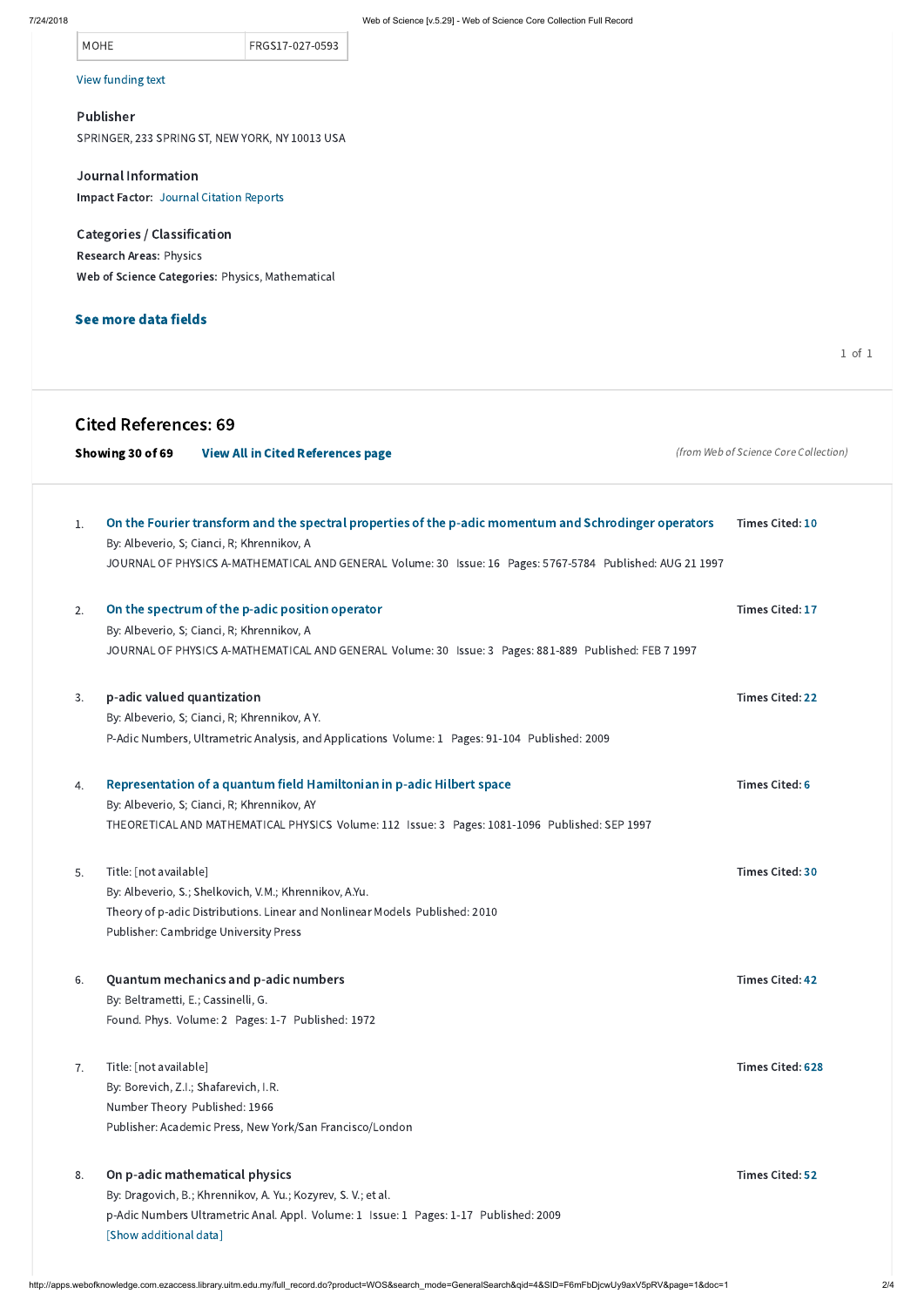| MOHE | FRGS17-027-0593 |
| --- | --- |

View funding text

### Publisher

SPRINGER, 233 SPRING ST, NEW YORK, NY 10013 USA

### Journal Information

**Impact Factor:** Journal Citation Reports

### Categories / Classification

**Research Areas:** Physics

**Web of Science Categories:** Physics, Mathematical

**See more data fields**

1 of 1

## Cited References: 69

**Showing 30 of 69** **View All in Cited References page** *(from Web of Science Core Collection)*

1. **On the Fourier transform and the spectral properties of the p-adic momentum and Schrodinger operators** — **Times Cited:** 10
   By: Albeverio, S; Cianci, R; Khrennikov, A
   JOURNAL OF PHYSICS A-MATHEMATICAL AND GENERAL Volume: 30 Issue: 16 Pages: 5767-5784 Published: AUG 21 1997

2. **On the spectrum of the p-adic position operator** — **Times Cited:** 17
   By: Albeverio, S; Cianci, R; Khrennikov, A
   JOURNAL OF PHYSICS A-MATHEMATICAL AND GENERAL Volume: 30 Issue: 3 Pages: 881-889 Published: FEB 7 1997

3. **p-adic valued quantization** — **Times Cited:** 22
   By: Albeverio, S; Cianci, R; Khrennikov, A Y.
   P-Adic Numbers, Ultrametric Analysis, and Applications Volume: 1 Pages: 91-104 Published: 2009

4. **Representation of a quantum field Hamiltonian in p-adic Hilbert space** — **Times Cited:** 6
   By: Albeverio, S; Cianci, R; Khrennikov, AY
   THEORETICAL AND MATHEMATICAL PHYSICS Volume: 112 Issue: 3 Pages: 1081-1096 Published: SEP 1997

5. Title: [not available] — **Times Cited:** 30
   By: Albeverio, S.; Shelkovich, V.M.; Khrennikov, A.Yu.
   Theory of p-adic Distributions. Linear and Nonlinear Models Published: 2010
   Publisher: Cambridge University Press

6. **Quantum mechanics and p-adic numbers** — **Times Cited:** 42
   By: Beltrametti, E.; Cassinelli, G.
   Found. Phys. Volume: 2 Pages: 1-7 Published: 1972

7. Title: [not available] — **Times Cited:** 628
   By: Borevich, Z.I.; Shafarevich, I.R.
   Number Theory Published: 1966
   Publisher: Academic Press, New York/San Francisco/London

8. **On p-adic mathematical physics** — **Times Cited:** 52
   By: Dragovich, B.; Khrennikov, A. Yu.; Kozyrev, S. V.; et al.
   p-Adic Numbers Ultrametric Anal. Appl. Volume: 1 Issue: 1 Pages: 1-17 Published: 2009
   [Show additional data]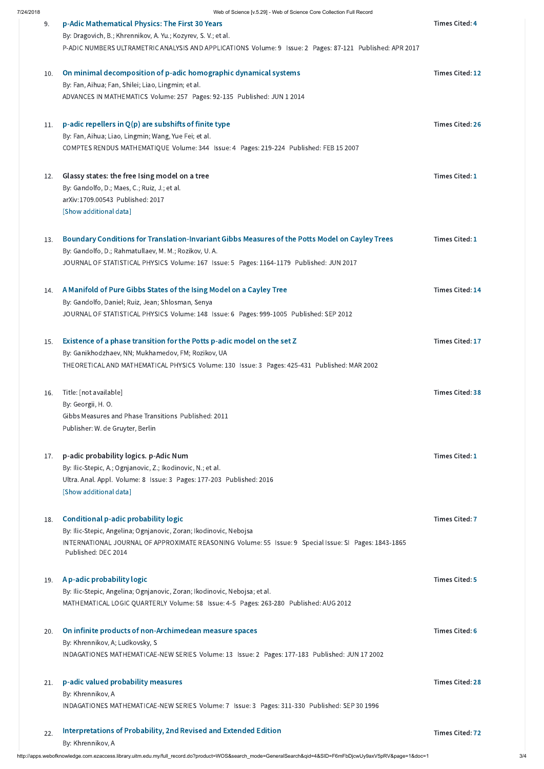9. **p-Adic Mathematical Physics: The First 30 Years**
   By: Dragovich, B.; Khrennikov, A. Yu.; Kozyrev, S. V.; et al.
   P-ADIC NUMBERS ULTRAMETRIC ANALYSIS AND APPLICATIONS Volume: 9 Issue: 2 Pages: 87-121 Published: APR 2017
   Times Cited: 4

10. **On minimal decomposition of p-adic homographic dynamical systems**
    By: Fan, Aihua; Fan, Shilei; Liao, Lingmin; et al.
    ADVANCES IN MATHEMATICS Volume: 257 Pages: 92-135 Published: JUN 1 2014
    Times Cited: 12

11. **p-adic repellers in Q(p) are subshifts of finite type**
    By: Fan, Aihua; Liao, Lingmin; Wang, Yue Fei; et al.
    COMPTES RENDUS MATHEMATIQUE Volume: 344 Issue: 4 Pages: 219-224 Published: FEB 15 2007
    Times Cited: 26

12. **Glassy states: the free Ising model on a tree**
    By: Gandolfo, D.; Maes, C.; Ruiz, J.; et al.
    arXiv:1709.00543 Published: 2017
    [Show additional data]
    Times Cited: 1

13. **Boundary Conditions for Translation-Invariant Gibbs Measures of the Potts Model on Cayley Trees**
    By: Gandolfo, D.; Rahmatullaev, M. M.; Rozikov, U. A.
    JOURNAL OF STATISTICAL PHYSICS Volume: 167 Issue: 5 Pages: 1164-1179 Published: JUN 2017
    Times Cited: 1

14. **A Manifold of Pure Gibbs States of the Ising Model on a Cayley Tree**
    By: Gandolfo, Daniel; Ruiz, Jean; Shlosman, Senya
    JOURNAL OF STATISTICAL PHYSICS Volume: 148 Issue: 6 Pages: 999-1005 Published: SEP 2012
    Times Cited: 14

15. **Existence of a phase transition for the Potts p-adic model on the set Z**
    By: Ganikhodzhaev, NN; Mukhamedov, FM; Rozikov, UA
    THEORETICAL AND MATHEMATICAL PHYSICS Volume: 130 Issue: 3 Pages: 425-431 Published: MAR 2002
    Times Cited: 17

16. Title: [not available]
    By: Georgii, H. O.
    Gibbs Measures and Phase Transitions Published: 2011
    Publisher: W. de Gruyter, Berlin
    Times Cited: 38

17. **p-adic probability logics. p-Adic Num**
    By: Ilic-Stepic, A.; Ognjanovic, Z.; Ikodinovic, N.; et al.
    Ultra. Anal. Appl. Volume: 8 Issue: 3 Pages: 177-203 Published: 2016
    [Show additional data]
    Times Cited: 1

18. **Conditional p-adic probability logic**
    By: Ilic-Stepic, Angelina; Ognjanovic, Zoran; Ikodinovic, Nebojsa
    INTERNATIONAL JOURNAL OF APPROXIMATE REASONING Volume: 55 Issue: 9 Special Issue: SI Pages: 1843-1865 Published: DEC 2014
    Times Cited: 7

19. **A p-adic probability logic**
    By: Ilic-Stepic, Angelina; Ognjanovic, Zoran; Ikodinovic, Nebojsa; et al.
    MATHEMATICAL LOGIC QUARTERLY Volume: 58 Issue: 4-5 Pages: 263-280 Published: AUG 2012
    Times Cited: 5

20. **On infinite products of non-Archimedean measure spaces**
    By: Khrennikov, A; Ludkovsky, S
    INDAGATIONES MATHEMATICAE-NEW SERIES Volume: 13 Issue: 2 Pages: 177-183 Published: JUN 17 2002
    Times Cited: 6

21. **p-adic valued probability measures**
    By: Khrennikov, A
    INDAGATIONES MATHEMATICAE-NEW SERIES Volume: 7 Issue: 3 Pages: 311-330 Published: SEP 30 1996
    Times Cited: 28

22. **Interpretations of Probability, 2nd Revised and Extended Edition**
    By: Khrennikov, A
    Times Cited: 72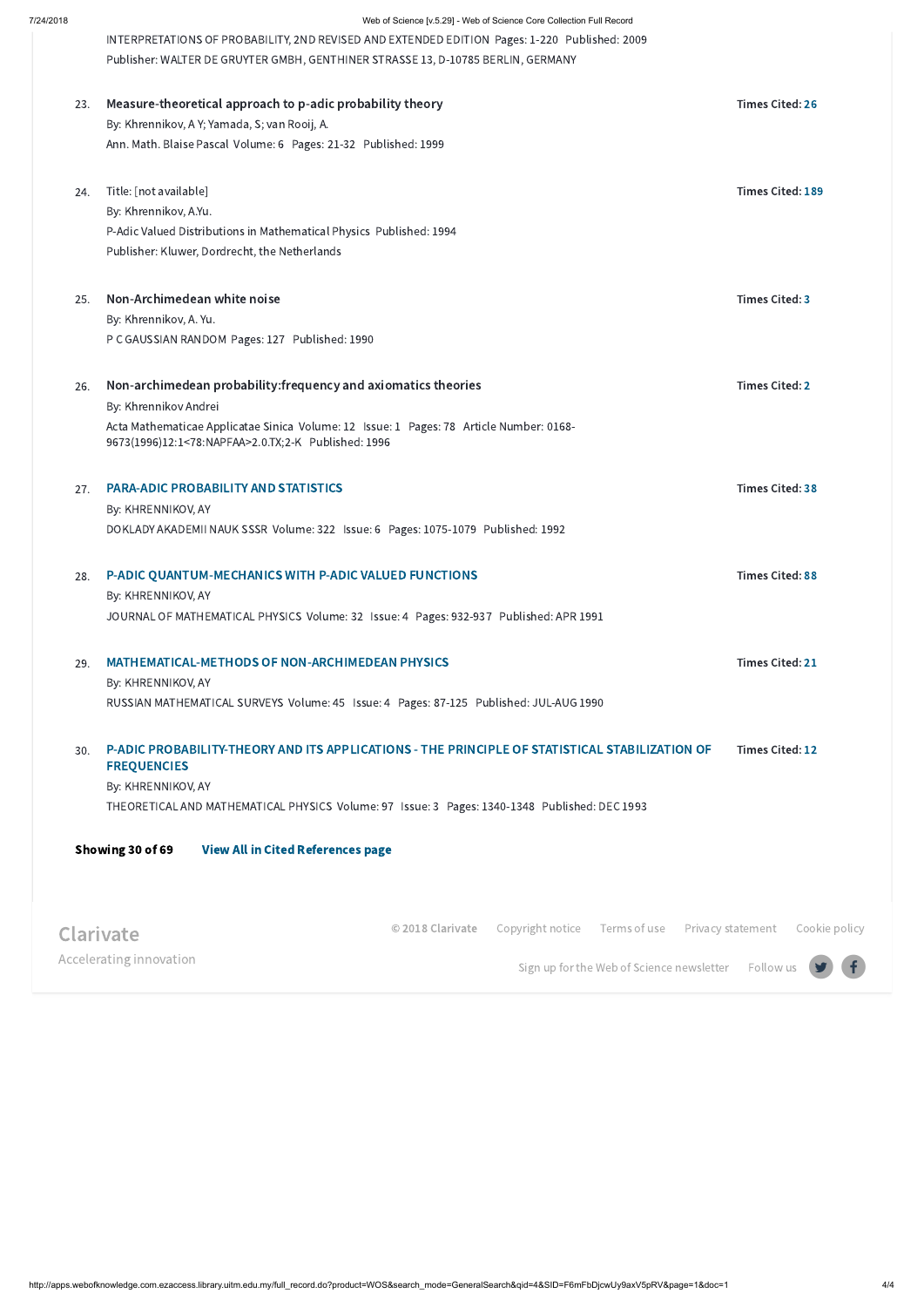INTERPRETATIONS OF PROBABILITY, 2ND REVISED AND EXTENDED EDITION Pages: 1-220 Published: 2009
Publisher: WALTER DE GRUYTER GMBH, GENTHINER STRASSE 13, D-10785 BERLIN, GERMANY

23. **Measure-theoretical approach to p-adic probability theory** — Times Cited: 26
By: Khrennikov, A Y; Yamada, S; van Rooij, A.
Ann. Math. Blaise Pascal Volume: 6 Pages: 21-32 Published: 1999

24. Title: [not available] — Times Cited: 189
By: Khrennikov, A.Yu.
P-Adic Valued Distributions in Mathematical Physics Published: 1994
Publisher: Kluwer, Dordrecht, the Netherlands

25. **Non-Archimedean white noise** — Times Cited: 3
By: Khrennikov, A. Yu.
P C GAUSSIAN RANDOM Pages: 127 Published: 1990

26. **Non-archimedean probability:frequency and axiomatics theories** — Times Cited: 2
By: Khrennikov Andrei
Acta Mathematicae Applicatae Sinica Volume: 12 Issue: 1 Pages: 78 Article Number: 0168-9673(1996)12:1<78:NAPFAA>2.0.TX;2-K Published: 1996

27. **PARA-ADIC PROBABILITY AND STATISTICS** — Times Cited: 38
By: KHRENNIKOV, AY
DOKLADY AKADEMII NAUK SSSR Volume: 322 Issue: 6 Pages: 1075-1079 Published: 1992

28. **P-ADIC QUANTUM-MECHANICS WITH P-ADIC VALUED FUNCTIONS** — Times Cited: 88
By: KHRENNIKOV, AY
JOURNAL OF MATHEMATICAL PHYSICS Volume: 32 Issue: 4 Pages: 932-937 Published: APR 1991

29. **MATHEMATICAL-METHODS OF NON-ARCHIMEDEAN PHYSICS** — Times Cited: 21
By: KHRENNIKOV, AY
RUSSIAN MATHEMATICAL SURVEYS Volume: 45 Issue: 4 Pages: 87-125 Published: JUL-AUG 1990

30. **P-ADIC PROBABILITY-THEORY AND ITS APPLICATIONS - THE PRINCIPLE OF STATISTICAL STABILIZATION OF FREQUENCIES** — Times Cited: 12
By: KHRENNIKOV, AY
THEORETICAL AND MATHEMATICAL PHYSICS Volume: 97 Issue: 3 Pages: 1340-1348 Published: DEC 1993

**Showing 30 of 69** **View All in Cited References page**

Clarivate
Accelerating innovation

© 2018 Clarivate Copyright notice Terms of use Privacy statement Cookie policy

Sign up for the Web of Science newsletter Follow us